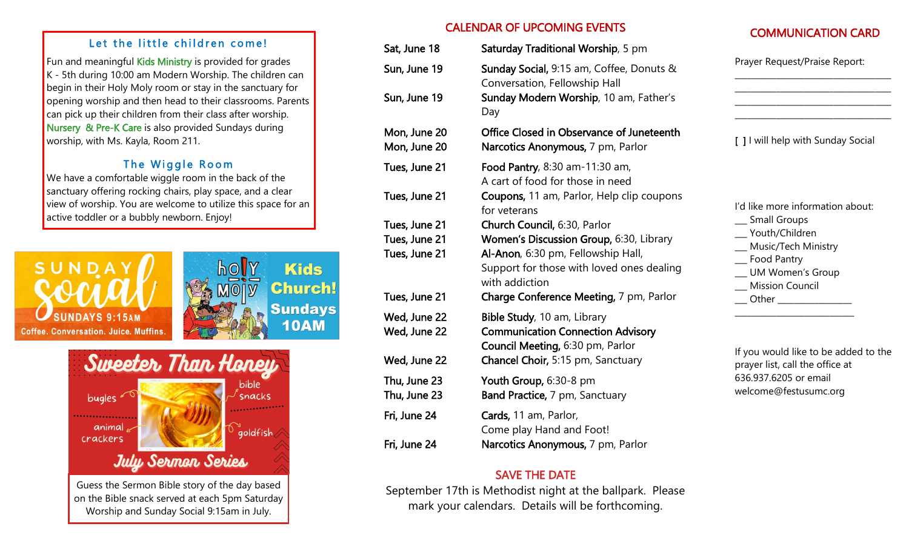## Let the little children come!

Fun and meaningful Kids Ministry is provided for grades K - 5th during 10:00 am Modern Worship. The children can begin in their Holy Moly room or stay in the sanctuary for opening worship and then head to their classrooms. Parents can pick up their children from their class after worship. Nursery & Pre-K Care is also provided Sundays during worship, with Ms. Kayla, Room 211.

## The Wiggle Room

We have a comfortable wiggle room in the back of the sanctuary offering rocking chairs, play space, and a clear view of worship. You are welcome to utilize this space for an active toddler or a bubbly newborn. Enjoy!

SUNDAY social
SUNDAYS 9:15AM
Coffee. Conversation. Juice. Muffins.

holy moly Kids Church! Sundays 10AM

Sweeter Than Honey
bugles · bible snacks · animal crackers · goldfish
July Sermon Series

Guess the Sermon Bible story of the day based on the Bible snack served at each 5pm Saturday Worship and Sunday Social 9:15am in July.

## CALENDAR OF UPCOMING EVENTS

| | |
|---|---|
| Sat, June 18 | **Saturday Traditional Worship**, 5 pm |
| Sun, June 19 | **Sunday Social,** 9:15 am, Coffee, Donuts & Conversation, Fellowship Hall |
| Sun, June 19 | **Sunday Modern Worship**, 10 am, Father's Day |
| Mon, June 20 | **Office Closed in Observance of Juneteenth** |
| Mon, June 20 | **Narcotics Anonymous,** 7 pm, Parlor |
| Tues, June 21 | **Food Pantry**, 8:30 am-11:30 am, A cart of food for those in need |
| Tues, June 21 | **Coupons,** 11 am, Parlor, Help clip coupons for veterans |
| Tues, June 21 | **Church Council,** 6:30, Parlor |
| Tues, June 21 | **Women's Discussion Group,** 6:30, Library |
| Tues, June 21 | **Al-Anon**, 6:30 pm, Fellowship Hall, Support for those with loved ones dealing with addiction |
| Tues, June 21 | **Charge Conference Meeting,** 7 pm, Parlor |
| Wed, June 22 | **Bible Study**, 10 am, Library |
| Wed, June 22 | **Communication Connection Advisory Council Meeting,** 6:30 pm, Parlor |
| Wed, June 22 | **Chancel Choir,** 5:15 pm, Sanctuary |
| Thu, June 23 | **Youth Group,** 6:30-8 pm |
| Thu, June 23 | **Band Practice,** 7 pm, Sanctuary |
| Fri, June 24 | **Cards,** 11 am, Parlor, Come play Hand and Foot! |
| Fri, June 24 | **Narcotics Anonymous,** 7 pm, Parlor |

### SAVE THE DATE

September 17th is Methodist night at the ballpark. Please mark your calendars. Details will be forthcoming.

## COMMUNICATION CARD

Prayer Request/Praise Report:
______________________________
______________________________
______________________________
______________________________

[ ] I will help with Sunday Social

I'd like more information about:
- ___ Small Groups
- ___ Youth/Children
- ___ Music/Tech Ministry
- ___ Food Pantry
- ___ UM Women's Group
- ___ Mission Council
- ___ Other ______________

______________________

If you would like to be added to the prayer list, call the office at 636.937.6205 or email welcome@festusumc.org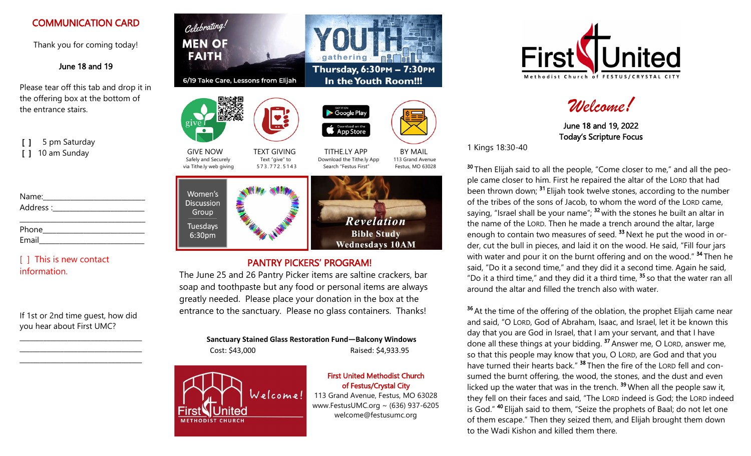## COMMUNICATION CARD

Thank you for coming today!

June 18 and 19

Please tear off this tab and drop it in the offering box at the bottom of the entrance stairs.

[ ] 5 pm Saturday
[ ] 10 am Sunday

Name:_______________________
Address :_______________________
_____________________________
Phone_______________________
Email_______________________

[ ] This is new contact information.

If 1st or 2nd time guest, how did you hear about First UMC?

_____________________________
_____________________________
_____________________________

Celebrating! MEN OF FAITH

6/19 Take Care, Lessons from Elijah

YOUTH gathering

Thursday, 6:30PM – 7:30PM
In the Youth Room!!!

GIVE NOW
Safely and Securely via Tithe.ly web giving

TEXT GIVING
Text "give" to 573.772.5143

TITHE.LY APP
Download the Tithe.ly App
Search "Festus First"

BY MAIL
113 Grand Avenue
Festus, MO 63028

Women's Discussion Group
Tuesdays 6:30pm

Revelation Bible Study
Wednesdays 10AM

## PANTRY PICKERS' PROGRAM!

The June 25 and 26 Pantry Picker items are saltine crackers, bar soap and toothpaste but any food or personal items are always greatly needed. Please place your donation in the box at the entrance to the sanctuary. Please no glass containers. Thanks!

**Sanctuary Stained Glass Restoration Fund—Balcony Windows**

Cost: $43,000 Raised: $4,933.95

Welcome! First United Methodist Church

First United Methodist Church of Festus/Crystal City
113 Grand Avenue, Festus, MO 63028
www.FestusUMC.org ~ (636) 937-6205
welcome@festusumc.org

First United Methodist Church of FESTUS/CRYSTAL CITY

*Welcome!*

June 18 and 19, 2022
Today's Scripture Focus

1 Kings 18:30-40

[30] Then Elijah said to all the people, "Come closer to me," and all the people came closer to him. First he repaired the altar of the LORD that had been thrown down; [31] Elijah took twelve stones, according to the number of the tribes of the sons of Jacob, to whom the word of the LORD came, saying, "Israel shall be your name"; [32] with the stones he built an altar in the name of the LORD. Then he made a trench around the altar, large enough to contain two measures of seed. [33] Next he put the wood in order, cut the bull in pieces, and laid it on the wood. He said, "Fill four jars with water and pour it on the burnt offering and on the wood." [34] Then he said, "Do it a second time," and they did it a second time. Again he said, "Do it a third time," and they did it a third time, [35] so that the water ran all around the altar and filled the trench also with water.

[36] At the time of the offering of the oblation, the prophet Elijah came near and said, "O LORD, God of Abraham, Isaac, and Israel, let it be known this day that you are God in Israel, that I am your servant, and that I have done all these things at your bidding. [37] Answer me, O LORD, answer me, so that this people may know that you, O LORD, are God and that you have turned their hearts back." [38] Then the fire of the LORD fell and consumed the burnt offering, the wood, the stones, and the dust and even licked up the water that was in the trench. [39] When all the people saw it, they fell on their faces and said, "The LORD indeed is God; the LORD indeed is God." [40] Elijah said to them, "Seize the prophets of Baal; do not let one of them escape." Then they seized them, and Elijah brought them down to the Wadi Kishon and killed them there.